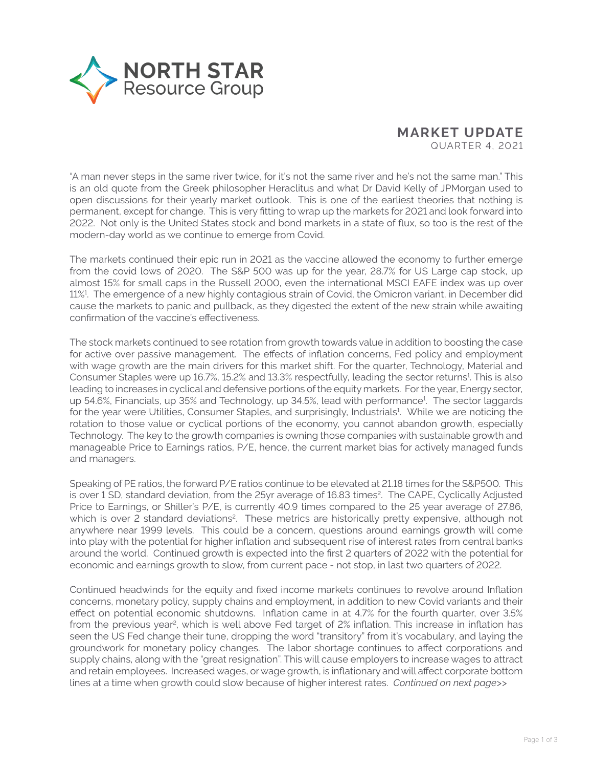# NORTH STAR Resource Group

## MARKET UPDATE

QUARTER 4, 2021

"A man never steps in the same river twice, for it's not the same river and he's not the same man." This is an old quote from the Greek philosopher Heraclitus and what Dr David Kelly of JPMorgan used to open discussions for their yearly market outlook. This is one of the earliest theories that nothing is permanent, except for change. This is very fitting to wrap up the markets for 2021 and look forward into 2022. Not only is the United States stock and bond markets in a state of flux, so too is the rest of the modern-day world as we continue to emerge from Covid.

The markets continued their epic run in 2021 as the vaccine allowed the economy to further emerge from the covid lows of 2020. The S&P 500 was up for the year, 28.7% for US Large cap stock, up almost 15% for small caps in the Russell 2000, even the international MSCI EAFE index was up over 11%[1]. The emergence of a new highly contagious strain of Covid, the Omicron variant, in December did cause the markets to panic and pullback, as they digested the extent of the new strain while awaiting confirmation of the vaccine's effectiveness.

The stock markets continued to see rotation from growth towards value in addition to boosting the case for active over passive management. The effects of inflation concerns, Fed policy and employment with wage growth are the main drivers for this market shift. For the quarter, Technology, Material and Consumer Staples were up 16.7%, 15.2% and 13.3% respectfully, leading the sector returns[1]. This is also leading to increases in cyclical and defensive portions of the equity markets. For the year, Energy sector, up 54.6%, Financials, up 35% and Technology, up 34.5%, lead with performance[1]. The sector laggards for the year were Utilities, Consumer Staples, and surprisingly, Industrials[1]. While we are noticing the rotation to those value or cyclical portions of the economy, you cannot abandon growth, especially Technology. The key to the growth companies is owning those companies with sustainable growth and manageable Price to Earnings ratios, P/E, hence, the current market bias for actively managed funds and managers.

Speaking of PE ratios, the forward P/E ratios continue to be elevated at 21.18 times for the S&P500. This is over 1 SD, standard deviation, from the 25yr average of 16.83 times[2]. The CAPE, Cyclically Adjusted Price to Earnings, or Shiller's P/E, is currently 40.9 times compared to the 25 year average of 27.86, which is over 2 standard deviations[2]. These metrics are historically pretty expensive, although not anywhere near 1999 levels. This could be a concern, questions around earnings growth will come into play with the potential for higher inflation and subsequent rise of interest rates from central banks around the world. Continued growth is expected into the first 2 quarters of 2022 with the potential for economic and earnings growth to slow, from current pace - not stop, in last two quarters of 2022.

Continued headwinds for the equity and fixed income markets continues to revolve around Inflation concerns, monetary policy, supply chains and employment, in addition to new Covid variants and their effect on potential economic shutdowns. Inflation came in at 4.7% for the fourth quarter, over 3.5% from the previous year[2], which is well above Fed target of 2% inflation. This increase in inflation has seen the US Fed change their tune, dropping the word "transitory" from it's vocabulary, and laying the groundwork for monetary policy changes. The labor shortage continues to affect corporations and supply chains, along with the "great resignation". This will cause employers to increase wages to attract and retain employees. Increased wages, or wage growth, is inflationary and will affect corporate bottom lines at a time when growth could slow because of higher interest rates. *Continued on next page>>*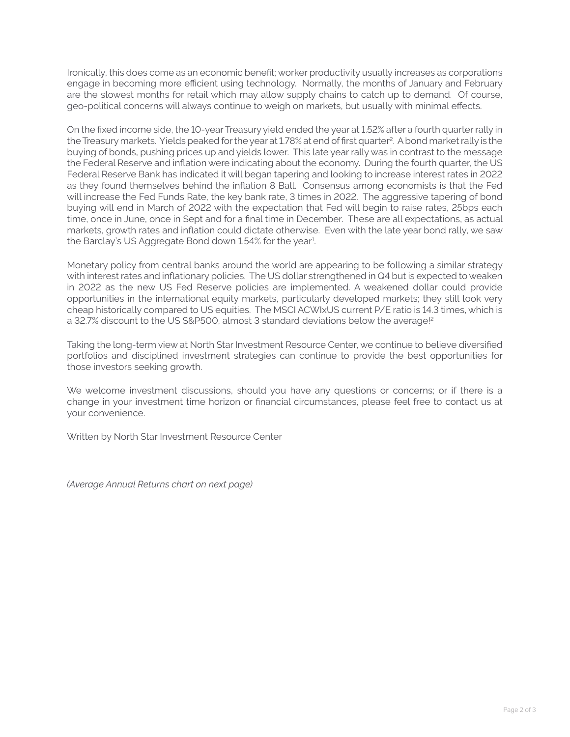Ironically, this does come as an economic benefit; worker productivity usually increases as corporations engage in becoming more efficient using technology. Normally, the months of January and February are the slowest months for retail which may allow supply chains to catch up to demand. Of course, geo-political concerns will always continue to weigh on markets, but usually with minimal effects.

On the fixed income side, the 10-year Treasury yield ended the year at 1.52% after a fourth quarter rally in the Treasury markets. Yields peaked for the year at 1.78% at end of first quarter[2]. A bond market rally is the buying of bonds, pushing prices up and yields lower. This late year rally was in contrast to the message the Federal Reserve and inflation were indicating about the economy. During the fourth quarter, the US Federal Reserve Bank has indicated it will began tapering and looking to increase interest rates in 2022 as they found themselves behind the inflation 8 Ball. Consensus among economists is that the Fed will increase the Fed Funds Rate, the key bank rate, 3 times in 2022. The aggressive tapering of bond buying will end in March of 2022 with the expectation that Fed will begin to raise rates, 25bps each time, once in June, once in Sept and for a final time in December. These are all expectations, as actual markets, growth rates and inflation could dictate otherwise. Even with the late year bond rally, we saw the Barclay's US Aggregate Bond down 1.54% for the year[1].

Monetary policy from central banks around the world are appearing to be following a similar strategy with interest rates and inflationary policies. The US dollar strengthened in Q4 but is expected to weaken in 2022 as the new US Fed Reserve policies are implemented. A weakened dollar could provide opportunities in the international equity markets, particularly developed markets; they still look very cheap historically compared to US equities. The MSCI ACWIxUS current P/E ratio is 14.3 times, which is a 32.7% discount to the US S&P500, almost 3 standard deviations below the average![2]

Taking the long-term view at North Star Investment Resource Center, we continue to believe diversified portfolios and disciplined investment strategies can continue to provide the best opportunities for those investors seeking growth.

We welcome investment discussions, should you have any questions or concerns; or if there is a change in your investment time horizon or financial circumstances, please feel free to contact us at your convenience.

Written by North Star Investment Resource Center

*(Average Annual Returns chart on next page)*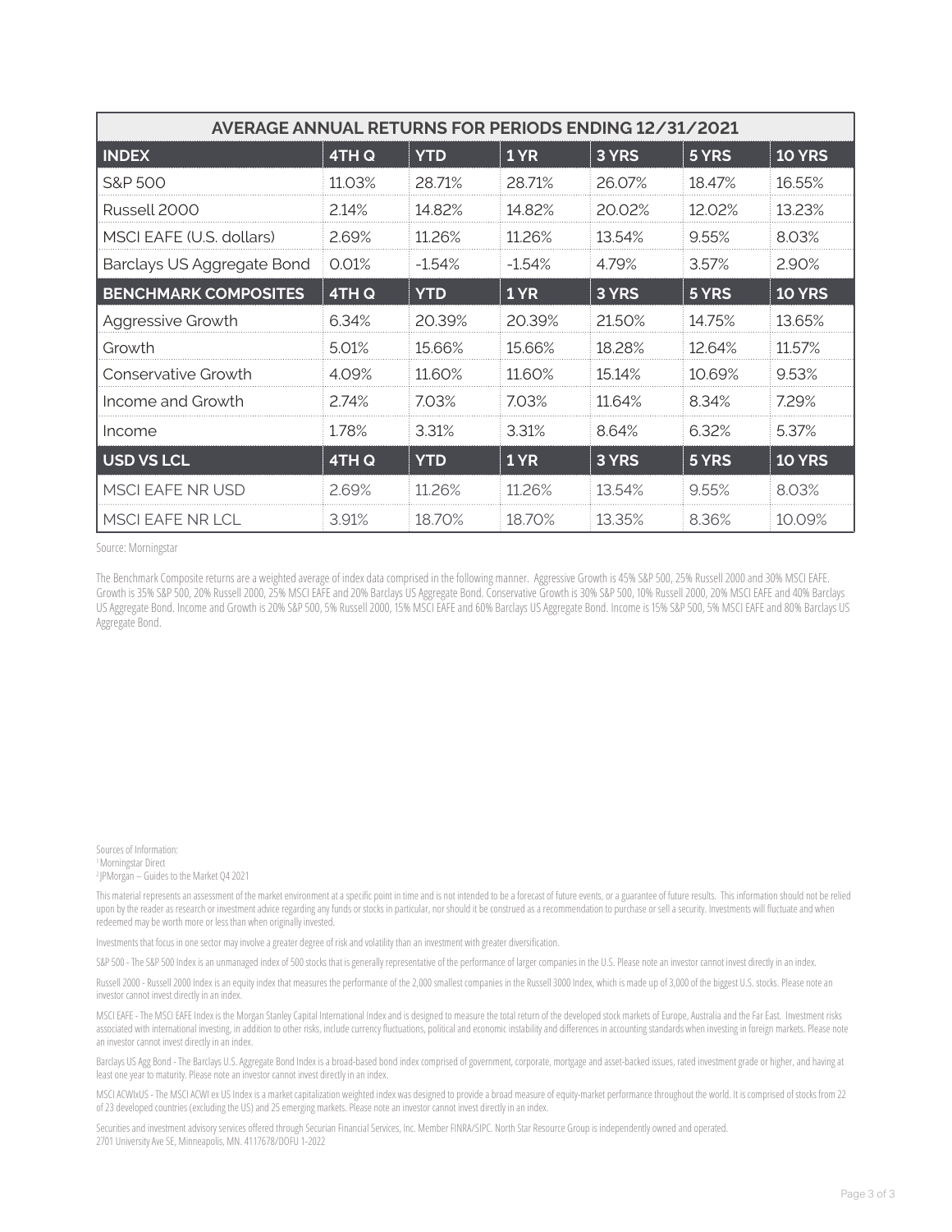| AVERAGE ANNUAL RETURNS FOR PERIODS ENDING 12/31/2021 | | | | | | |
|---|---|---|---|---|---|---|
| **INDEX** | **4TH Q** | **YTD** | **1 YR** | **3 YRS** | **5 YRS** | **10 YRS** |
| S&P 500 | 11.03% | 28.71% | 28.71% | 26.07% | 18.47% | 16.55% |
| Russell 2000 | 2.14% | 14.82% | 14.82% | 20.02% | 12.02% | 13.23% |
| MSCI EAFE (U.S. dollars) | 2.69% | 11.26% | 11.26% | 13.54% | 9.55% | 8.03% |
| Barclays US Aggregate Bond | 0.01% | -1.54% | -1.54% | 4.79% | 3.57% | 2.90% |
| **BENCHMARK COMPOSITES** | **4TH Q** | **YTD** | **1 YR** | **3 YRS** | **5 YRS** | **10 YRS** |
| Aggressive Growth | 6.34% | 20.39% | 20.39% | 21.50% | 14.75% | 13.65% |
| Growth | 5.01% | 15.66% | 15.66% | 18.28% | 12.64% | 11.57% |
| Conservative Growth | 4.09% | 11.60% | 11.60% | 15.14% | 10.69% | 9.53% |
| Income and Growth | 2.74% | 7.03% | 7.03% | 11.64% | 8.34% | 7.29% |
| Income | 1.78% | 3.31% | 3.31% | 8.64% | 6.32% | 5.37% |
| **USD VS LCL** | **4TH Q** | **YTD** | **1 YR** | **3 YRS** | **5 YRS** | **10 YRS** |
| MSCI EAFE NR USD | 2.69% | 11.26% | 11.26% | 13.54% | 9.55% | 8.03% |
| MSCI EAFE NR LCL | 3.91% | 18.70% | 18.70% | 13.35% | 8.36% | 10.09% |

Source: Morningstar

The Benchmark Composite returns are a weighted average of index data comprised in the following manner. Aggressive Growth is 45% S&P 500, 25% Russell 2000 and 30% MSCI EAFE. Growth is 35% S&P 500, 20% Russell 2000, 25% MSCI EAFE and 20% Barclays US Aggregate Bond. Conservative Growth is 30% S&P 500, 10% Russell 2000, 20% MSCI EAFE and 40% Barclays US Aggregate Bond. Income and Growth is 20% S&P 500, 5% Russell 2000, 15% MSCI EAFE and 60% Barclays US Aggregate Bond. Income is 15% S&P 500, 5% MSCI EAFE and 80% Barclays US Aggregate Bond.

Sources of Information:
[1] Morningstar Direct
[2] JPMorgan – Guides to the Market Q4 2021

This material represents an assessment of the market environment at a specific point in time and is not intended to be a forecast of future events, or a guarantee of future results. This information should not be relied upon by the reader as research or investment advice regarding any funds or stocks in particular, nor should it be construed as a recommendation to purchase or sell a security. Investments will fluctuate and when redeemed may be worth more or less than when originally invested.

Investments that focus in one sector may involve a greater degree of risk and volatility than an investment with greater diversification.

S&P 500 - The S&P 500 Index is an unmanaged index of 500 stocks that is generally representative of the performance of larger companies in the U.S. Please note an investor cannot invest directly in an index.

Russell 2000 - Russell 2000 Index is an equity index that measures the performance of the 2,000 smallest companies in the Russell 3000 Index, which is made up of 3,000 of the biggest U.S. stocks. Please note an investor cannot invest directly in an index.

MSCI EAFE - The MSCI EAFE Index is the Morgan Stanley Capital International Index and is designed to measure the total return of the developed stock markets of Europe, Australia and the Far East. Investment risks associated with international investing, in addition to other risks, include currency fluctuations, political and economic instability and differences in accounting standards when investing in foreign markets. Please note an investor cannot invest directly in an index.

Barclays US Agg Bond - The Barclays U.S. Aggregate Bond Index is a broad-based bond index comprised of government, corporate, mortgage and asset-backed issues, rated investment grade or higher, and having at least one year to maturity. Please note an investor cannot invest directly in an index.

MSCI ACWIxUS - The MSCI ACWI ex US Index is a market capitalization weighted index was designed to provide a broad measure of equity-market performance throughout the world. It is comprised of stocks from 22 of 23 developed countries (excluding the US) and 25 emerging markets. Please note an investor cannot invest directly in an index.

Securities and investment advisory services offered through Securian Financial Services, Inc. Member FINRA/SIPC. North Star Resource Group is independently owned and operated.
2701 University Ave SE, Minneapolis, MN. 4117678/DOFU 1-2022